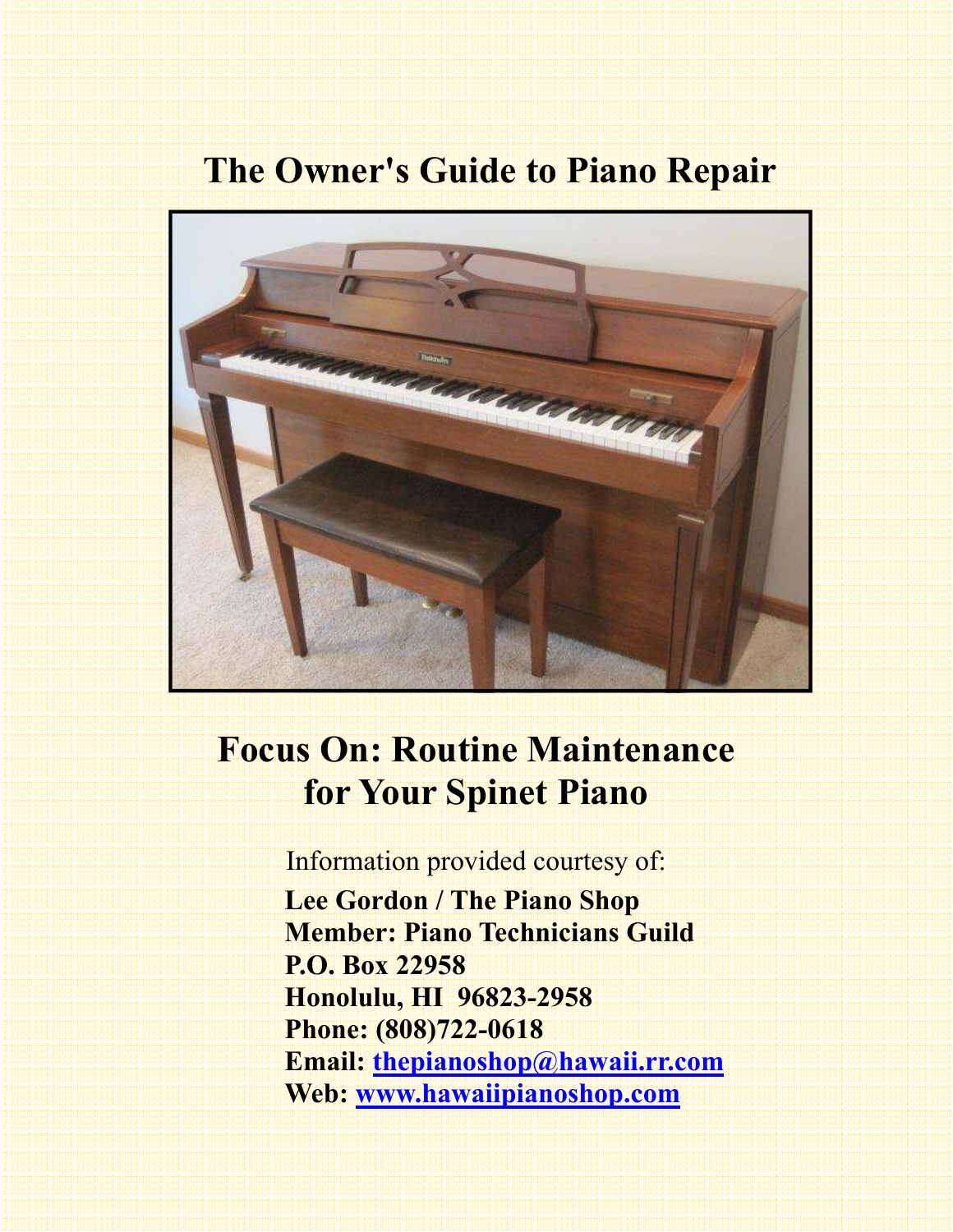# The Owner's Guide to Piano Repair

## Focus On: Routine Maintenance for Your Spinet Piano

Information provided courtesy of:

**Lee Gordon / The Piano Shop**
**Member: Piano Technicians Guild**
**P.O. Box 22958**
**Honolulu, HI 96823-2958**
**Phone: (808)722-0618**
**Email: thepianoshop@hawaii.rr.com**
**Web: www.hawaiipianoshop.com**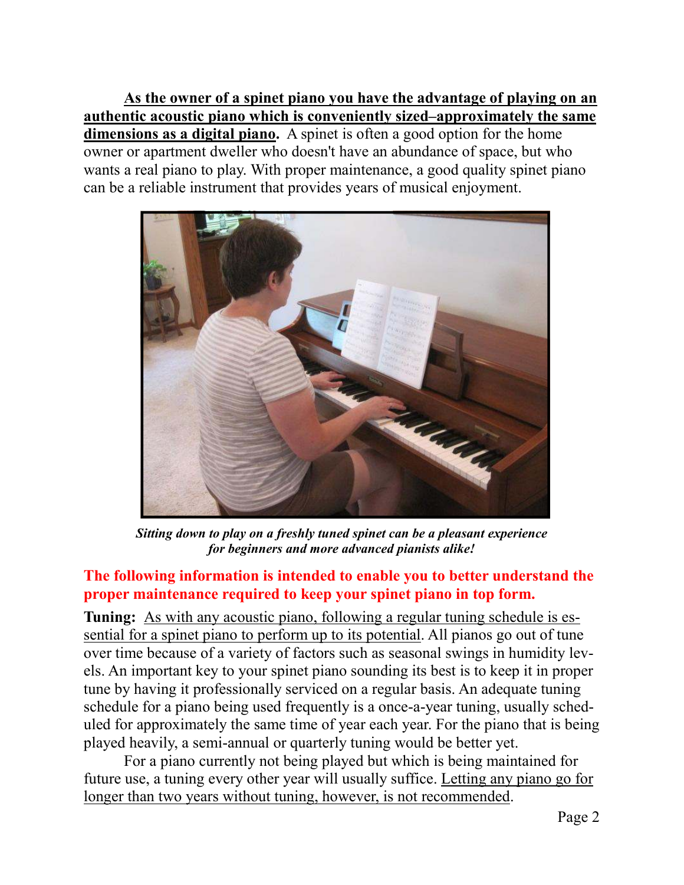**As the owner of a spinet piano you have the advantage of playing on an authentic acoustic piano which is conveniently sized–approximately the same dimensions as a digital piano.** A spinet is often a good option for the home owner or apartment dweller who doesn't have an abundance of space, but who wants a real piano to play. With proper maintenance, a good quality spinet piano can be a reliable instrument that provides years of musical enjoyment.

***Sitting down to play on a freshly tuned spinet can be a pleasant experience for beginners and more advanced pianists alike!***

**The following information is intended to enable you to better understand the proper maintenance required to keep your spinet piano in top form.**

**Tuning:** As with any acoustic piano, following a regular tuning schedule is essential for a spinet piano to perform up to its potential. All pianos go out of tune over time because of a variety of factors such as seasonal swings in humidity levels. An important key to your spinet piano sounding its best is to keep it in proper tune by having it professionally serviced on a regular basis. An adequate tuning schedule for a piano being used frequently is a once-a-year tuning, usually scheduled for approximately the same time of year each year. For the piano that is being played heavily, a semi-annual or quarterly tuning would be better yet.

For a piano currently not being played but which is being maintained for future use, a tuning every other year will usually suffice. Letting any piano go for longer than two years without tuning, however, is not recommended.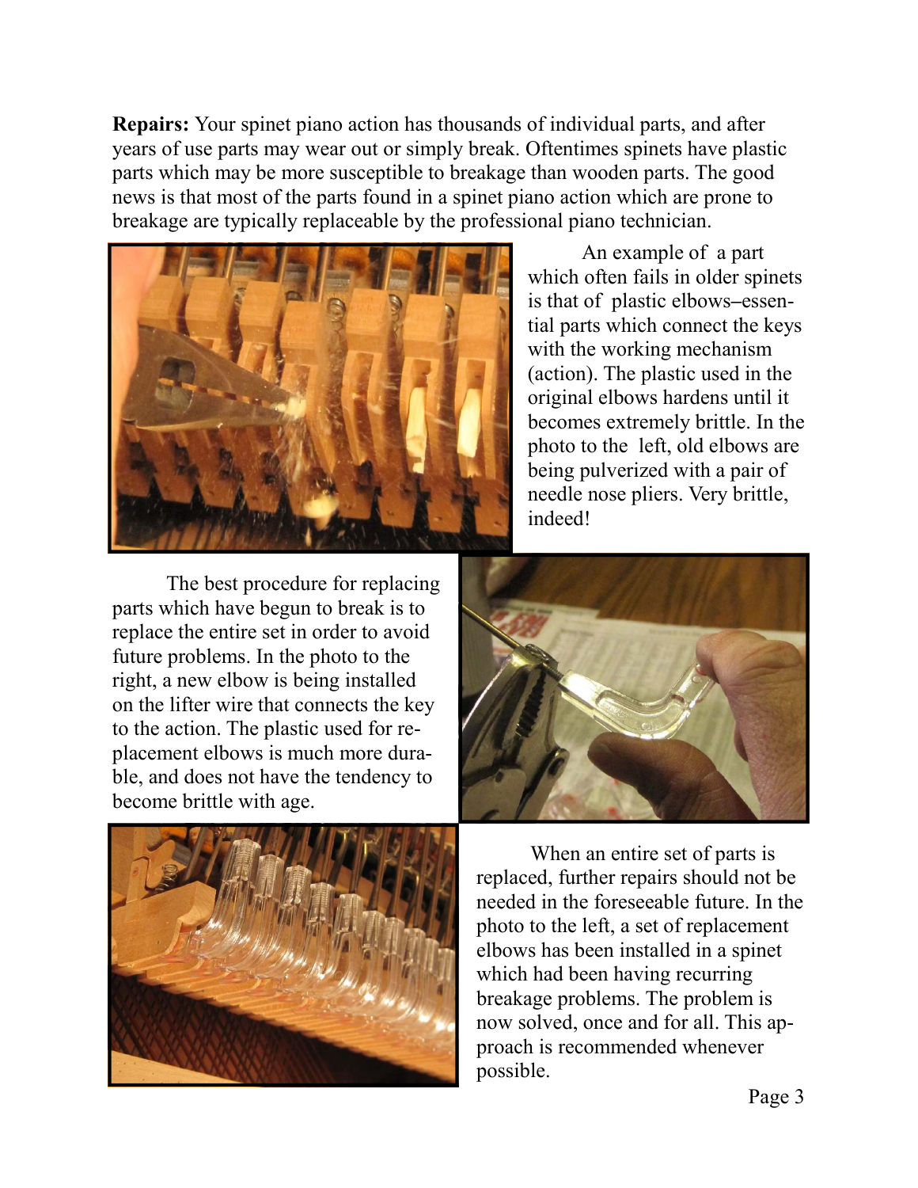**Repairs:** Your spinet piano action has thousands of individual parts, and after years of use parts may wear out or simply break. Oftentimes spinets have plastic parts which may be more susceptible to breakage than wooden parts. The good news is that most of the parts found in a spinet piano action which are prone to breakage are typically replaceable by the professional piano technician.

An example of a part which often fails in older spinets is that of plastic elbows–essential parts which connect the keys with the working mechanism (action). The plastic used in the original elbows hardens until it becomes extremely brittle. In the photo to the left, old elbows are being pulverized with a pair of needle nose pliers. Very brittle, indeed!

The best procedure for replacing parts which have begun to break is to replace the entire set in order to avoid future problems. In the photo to the right, a new elbow is being installed on the lifter wire that connects the key to the action. The plastic used for replacement elbows is much more durable, and does not have the tendency to become brittle with age.

When an entire set of parts is replaced, further repairs should not be needed in the foreseeable future. In the photo to the left, a set of replacement elbows has been installed in a spinet which had been having recurring breakage problems. The problem is now solved, once and for all. This approach is recommended whenever possible.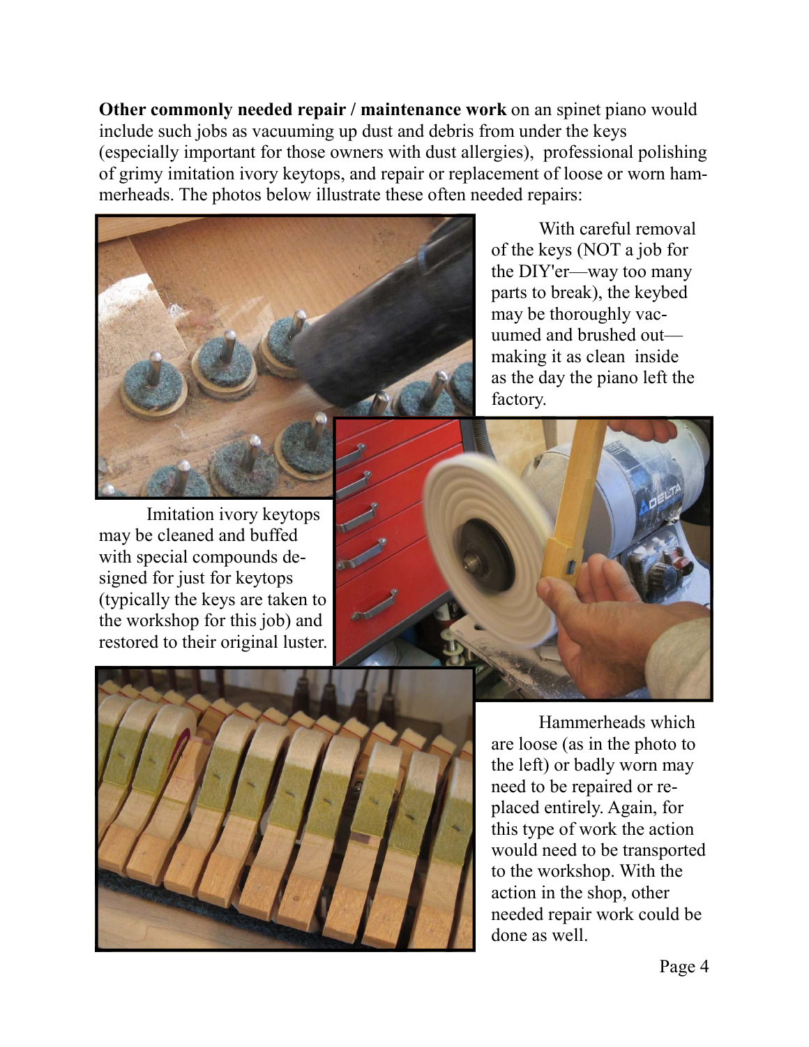**Other commonly needed repair / maintenance work** on an spinet piano would include such jobs as vacuuming up dust and debris from under the keys (especially important for those owners with dust allergies), professional polishing of grimy imitation ivory keytops, and repair or replacement of loose or worn hammerheads. The photos below illustrate these often needed repairs:

With careful removal of the keys (NOT a job for the DIY'er—way too many parts to break), the keybed may be thoroughly vacuumed and brushed out—making it as clean inside as the day the piano left the factory.

Imitation ivory keytops may be cleaned and buffed with special compounds designed for just for keytops (typically the keys are taken to the workshop for this job) and restored to their original luster.

Hammerheads which are loose (as in the photo to the left) or badly worn may need to be repaired or replaced entirely. Again, for this type of work the action would need to be transported to the workshop. With the action in the shop, other needed repair work could be done as well.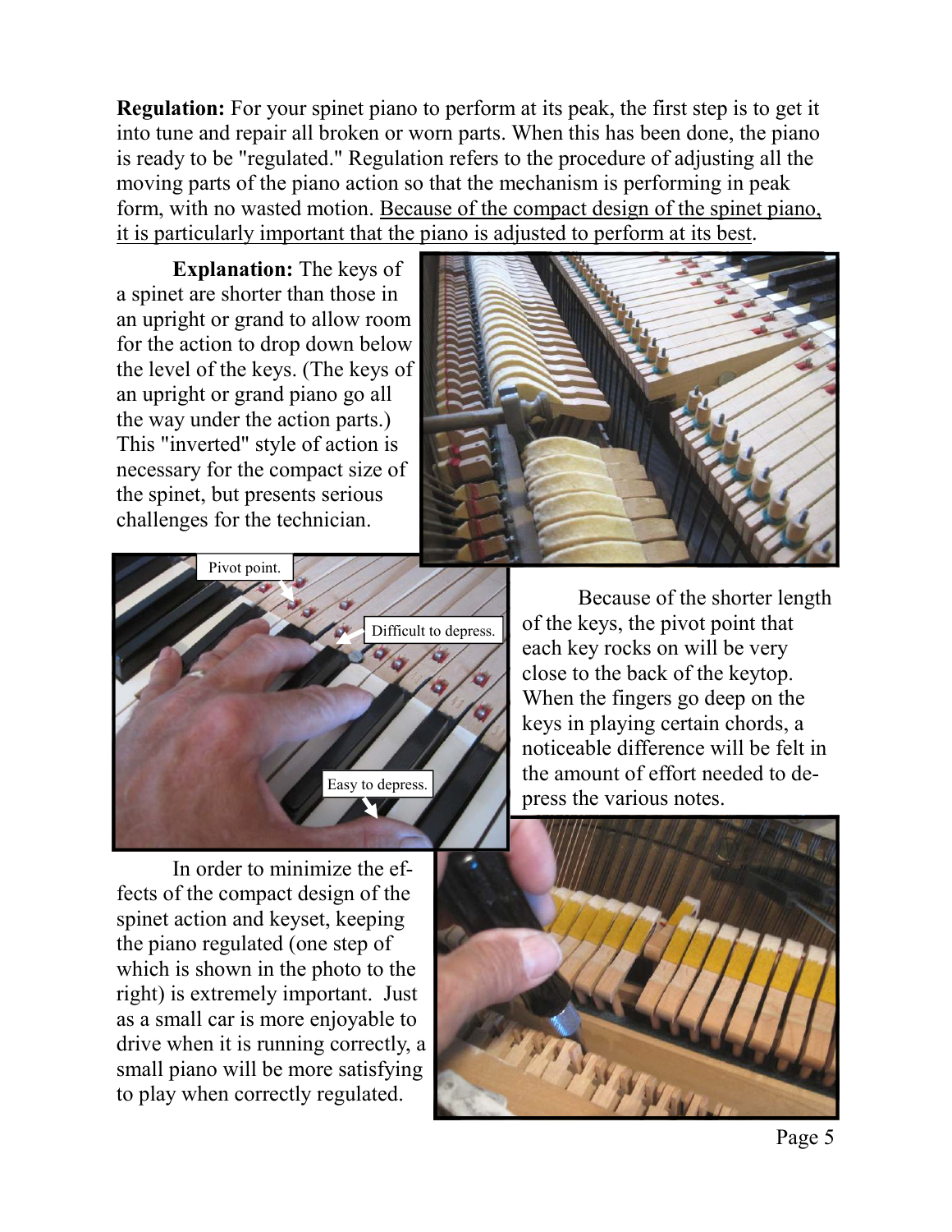**Regulation:** For your spinet piano to perform at its peak, the first step is to get it into tune and repair all broken or worn parts. When this has been done, the piano is ready to be "regulated." Regulation refers to the procedure of adjusting all the moving parts of the piano action so that the mechanism is performing in peak form, with no wasted motion. <u>Because of the compact design of the spinet piano, it is particularly important that the piano is adjusted to perform at its best</u>.

**Explanation:** The keys of a spinet are shorter than those in an upright or grand to allow room for the action to drop down below the level of the keys. (The keys of an upright or grand piano go all the way under the action parts.) This "inverted" style of action is necessary for the compact size of the spinet, but presents serious challenges for the technician.

Because of the shorter length of the keys, the pivot point that each key rocks on will be very close to the back of the keytop. When the fingers go deep on the keys in playing certain chords, a noticeable difference will be felt in the amount of effort needed to depress the various notes.

In order to minimize the effects of the compact design of the spinet action and keyset, keeping the piano regulated (one step of which is shown in the photo to the right) is extremely important. Just as a small car is more enjoyable to drive when it is running correctly, a small piano will be more satisfying to play when correctly regulated.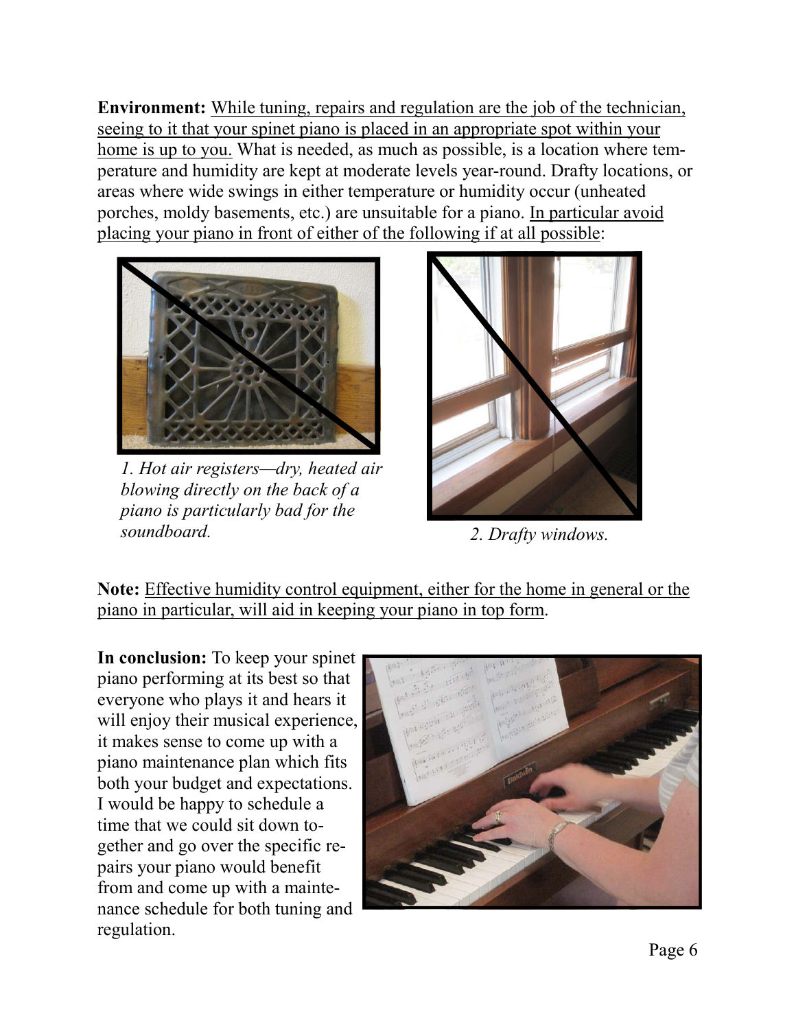**Environment:** While tuning, repairs and regulation are the job of the technician, seeing to it that your spinet piano is placed in an appropriate spot within your home is up to you. What is needed, as much as possible, is a location where temperature and humidity are kept at moderate levels year-round. Drafty locations, or areas where wide swings in either temperature or humidity occur (unheated porches, moldy basements, etc.) are unsuitable for a piano. In particular avoid placing your piano in front of either of the following if at all possible:

*1. Hot air registers—dry, heated air blowing directly on the back of a piano is particularly bad for the soundboard.*

*2. Drafty windows.*

**Note:** Effective humidity control equipment, either for the home in general or the piano in particular, will aid in keeping your piano in top form.

**In conclusion:** To keep your spinet piano performing at its best so that everyone who plays it and hears it will enjoy their musical experience, it makes sense to come up with a piano maintenance plan which fits both your budget and expectations. I would be happy to schedule a time that we could sit down together and go over the specific repairs your piano would benefit from and come up with a maintenance schedule for both tuning and regulation.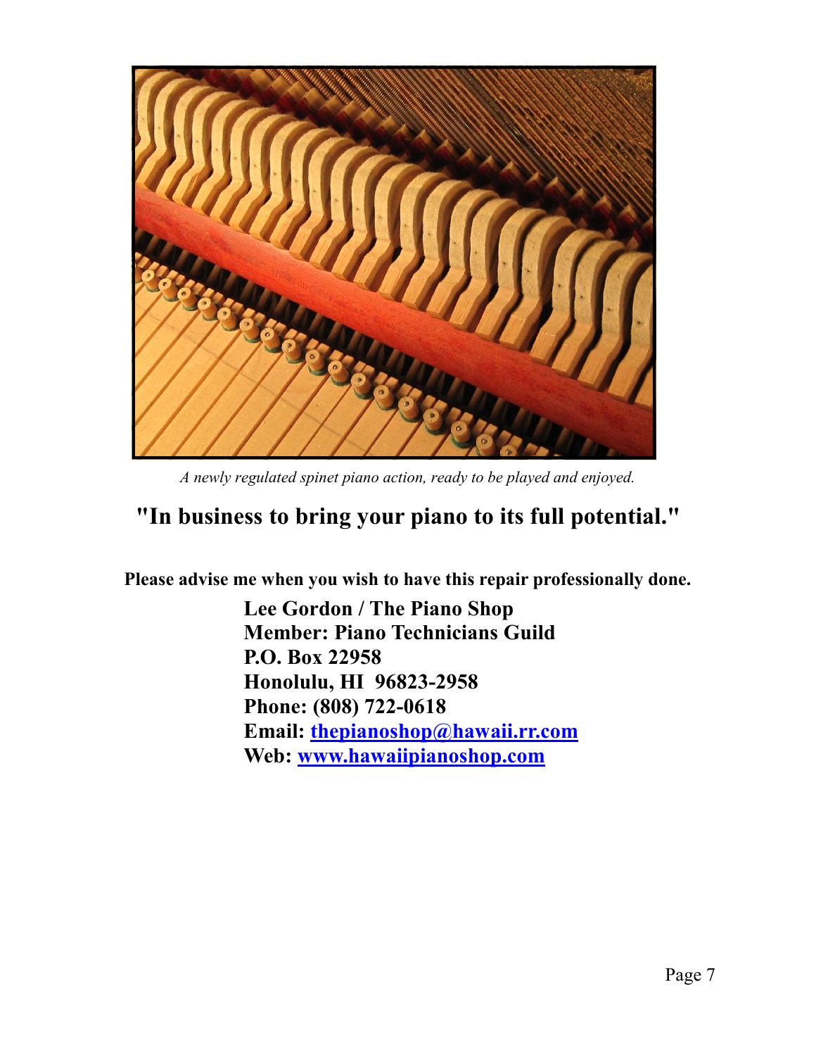*A newly regulated spinet piano action, ready to be played and enjoyed.*

## "In business to bring your piano to its full potential."

**Please advise me when you wish to have this repair professionally done.**

**Lee Gordon / The Piano Shop**
**Member: Piano Technicians Guild**
**P.O. Box 22958**
**Honolulu, HI 96823-2958**
**Phone: (808) 722-0618**
**Email: thepianoshop@hawaii.rr.com**
**Web: www.hawaiipianoshop.com**